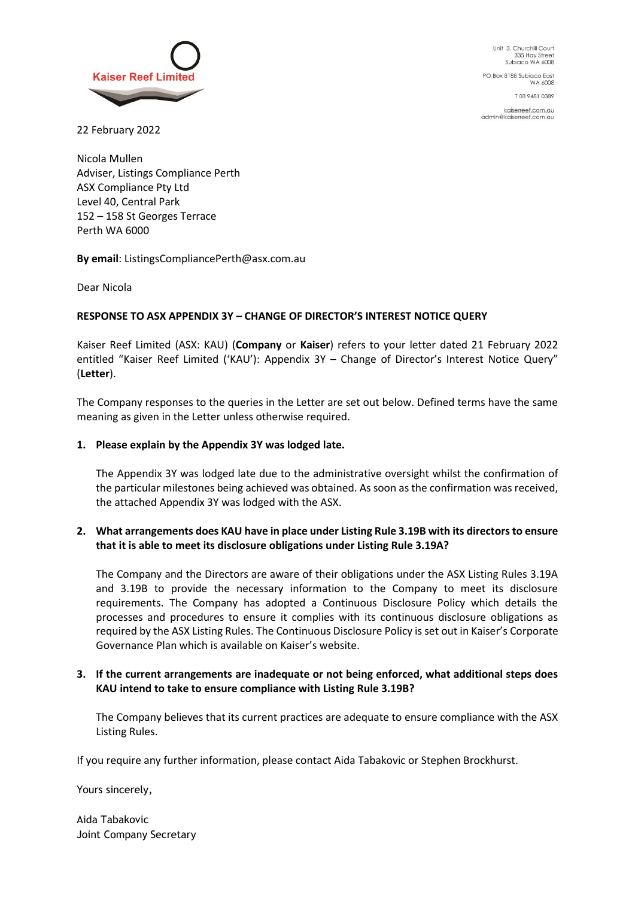Kaiser Reef Limited

Unit 3, Churchill Court
335 Hay Street
Subiaco WA 6008

PO Box 8188 Subiaco East
WA 6008

T 08 9481 0389

kaiserreef.com.au
admin@kaiserreef.com.au

22 February 2022

Nicola Mullen
Adviser, Listings Compliance Perth
ASX Compliance Pty Ltd
Level 40, Central Park
152 – 158 St Georges Terrace
Perth WA 6000

**By email**: ListingsCompliancePerth@asx.com.au

Dear Nicola

**RESPONSE TO ASX APPENDIX 3Y – CHANGE OF DIRECTOR'S INTEREST NOTICE QUERY**

Kaiser Reef Limited (ASX: KAU) (**Company** or **Kaiser**) refers to your letter dated 21 February 2022 entitled "Kaiser Reef Limited ('KAU'): Appendix 3Y – Change of Director's Interest Notice Query" (**Letter**).

The Company responses to the queries in the Letter are set out below. Defined terms have the same meaning as given in the Letter unless otherwise required.

1. **Please explain by the Appendix 3Y was lodged late.**

   The Appendix 3Y was lodged late due to the administrative oversight whilst the confirmation of the particular milestones being achieved was obtained. As soon as the confirmation was received, the attached Appendix 3Y was lodged with the ASX.

2. **What arrangements does KAU have in place under Listing Rule 3.19B with its directors to ensure that it is able to meet its disclosure obligations under Listing Rule 3.19A?**

   The Company and the Directors are aware of their obligations under the ASX Listing Rules 3.19A and 3.19B to provide the necessary information to the Company to meet its disclosure requirements. The Company has adopted a Continuous Disclosure Policy which details the processes and procedures to ensure it complies with its continuous disclosure obligations as required by the ASX Listing Rules. The Continuous Disclosure Policy is set out in Kaiser's Corporate Governance Plan which is available on Kaiser's website.

3. **If the current arrangements are inadequate or not being enforced, what additional steps does KAU intend to take to ensure compliance with Listing Rule 3.19B?**

   The Company believes that its current practices are adequate to ensure compliance with the ASX Listing Rules.

If you require any further information, please contact Aida Tabakovic or Stephen Brockhurst.

Yours sincerely,

Aida Tabakovic
Joint Company Secretary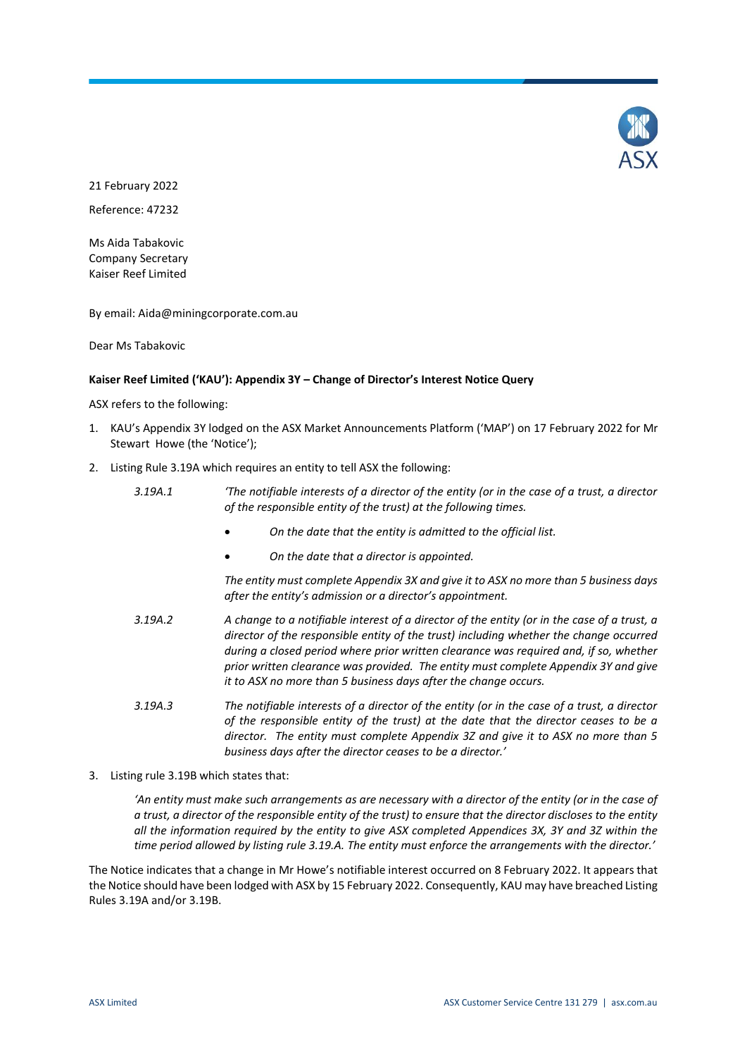21 February 2022

Reference: 47232

Ms Aida Tabakovic
Company Secretary
Kaiser Reef Limited

By email: Aida@miningcorporate.com.au

Dear Ms Tabakovic

**Kaiser Reef Limited ('KAU'): Appendix 3Y – Change of Director's Interest Notice Query**

ASX refers to the following:

1. KAU's Appendix 3Y lodged on the ASX Market Announcements Platform ('MAP') on 17 February 2022 for Mr Stewart Howe (the 'Notice');
2. Listing Rule 3.19A which requires an entity to tell ASX the following:

   3.19A.1 *'The notifiable interests of a director of the entity (or in the case of a trust, a director of the responsible entity of the trust) at the following times.*

   - *On the date that the entity is admitted to the official list.*
   - *On the date that a director is appointed.*

   *The entity must complete Appendix 3X and give it to ASX no more than 5 business days after the entity's admission or a director's appointment.*

   3.19A.2 *A change to a notifiable interest of a director of the entity (or in the case of a trust, a director of the responsible entity of the trust) including whether the change occurred during a closed period where prior written clearance was required and, if so, whether prior written clearance was provided. The entity must complete Appendix 3Y and give it to ASX no more than 5 business days after the change occurs.*

   3.19A.3 *The notifiable interests of a director of the entity (or in the case of a trust, a director of the responsible entity of the trust) at the date that the director ceases to be a director. The entity must complete Appendix 3Z and give it to ASX no more than 5 business days after the director ceases to be a director.'*

3. Listing rule 3.19B which states that:

   *'An entity must make such arrangements as are necessary with a director of the entity (or in the case of a trust, a director of the responsible entity of the trust) to ensure that the director discloses to the entity all the information required by the entity to give ASX completed Appendices 3X, 3Y and 3Z within the time period allowed by listing rule 3.19.A. The entity must enforce the arrangements with the director.'*

The Notice indicates that a change in Mr Howe's notifiable interest occurred on 8 February 2022. It appears that the Notice should have been lodged with ASX by 15 February 2022. Consequently, KAU may have breached Listing Rules 3.19A and/or 3.19B.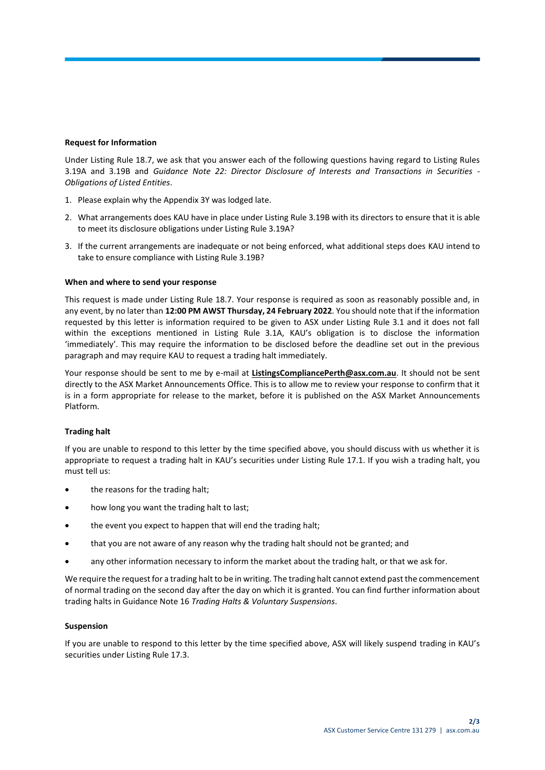**Request for Information**

Under Listing Rule 18.7, we ask that you answer each of the following questions having regard to Listing Rules 3.19A and 3.19B and *Guidance Note 22: Director Disclosure of Interests and Transactions in Securities - Obligations of Listed Entities*.

1. Please explain why the Appendix 3Y was lodged late.
2. What arrangements does KAU have in place under Listing Rule 3.19B with its directors to ensure that it is able to meet its disclosure obligations under Listing Rule 3.19A?
3. If the current arrangements are inadequate or not being enforced, what additional steps does KAU intend to take to ensure compliance with Listing Rule 3.19B?

**When and where to send your response**

This request is made under Listing Rule 18.7. Your response is required as soon as reasonably possible and, in any event, by no later than **12:00 PM AWST Thursday, 24 February 2022**. You should note that if the information requested by this letter is information required to be given to ASX under Listing Rule 3.1 and it does not fall within the exceptions mentioned in Listing Rule 3.1A, KAU's obligation is to disclose the information 'immediately'. This may require the information to be disclosed before the deadline set out in the previous paragraph and may require KAU to request a trading halt immediately.

Your response should be sent to me by e-mail at **ListingsCompliancePerth@asx.com.au**. It should not be sent directly to the ASX Market Announcements Office. This is to allow me to review your response to confirm that it is in a form appropriate for release to the market, before it is published on the ASX Market Announcements Platform.

**Trading halt**

If you are unable to respond to this letter by the time specified above, you should discuss with us whether it is appropriate to request a trading halt in KAU's securities under Listing Rule 17.1. If you wish a trading halt, you must tell us:

- the reasons for the trading halt;
- how long you want the trading halt to last;
- the event you expect to happen that will end the trading halt;
- that you are not aware of any reason why the trading halt should not be granted; and
- any other information necessary to inform the market about the trading halt, or that we ask for.

We require the request for a trading halt to be in writing. The trading halt cannot extend past the commencement of normal trading on the second day after the day on which it is granted. You can find further information about trading halts in Guidance Note 16 *Trading Halts & Voluntary Suspensions*.

**Suspension**

If you are unable to respond to this letter by the time specified above, ASX will likely suspend trading in KAU's securities under Listing Rule 17.3.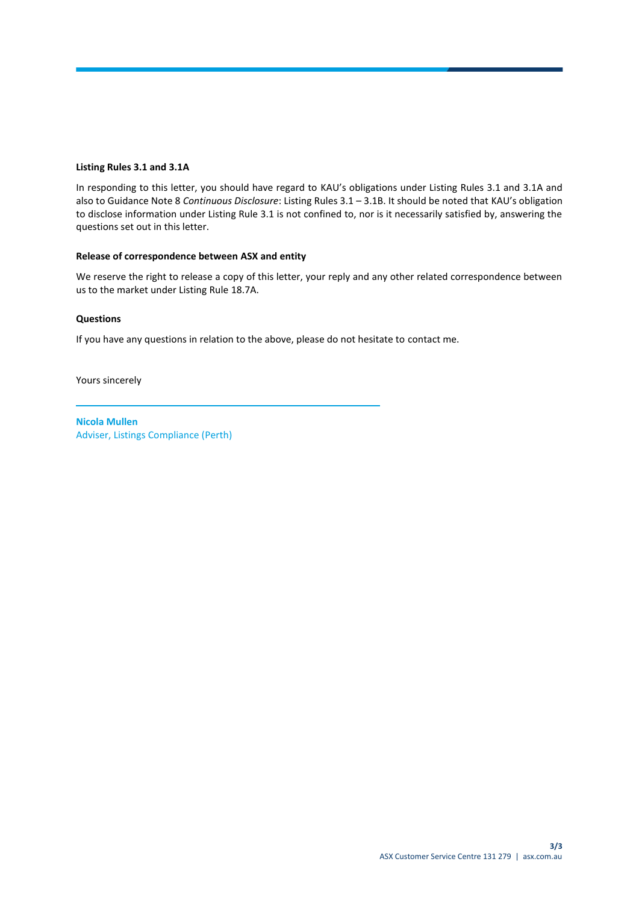**Listing Rules 3.1 and 3.1A**

In responding to this letter, you should have regard to KAU's obligations under Listing Rules 3.1 and 3.1A and also to Guidance Note 8 *Continuous Disclosure*: Listing Rules 3.1 – 3.1B. It should be noted that KAU's obligation to disclose information under Listing Rule 3.1 is not confined to, nor is it necessarily satisfied by, answering the questions set out in this letter.

**Release of correspondence between ASX and entity**

We reserve the right to release a copy of this letter, your reply and any other related correspondence between us to the market under Listing Rule 18.7A.

**Questions**

If you have any questions in relation to the above, please do not hesitate to contact me.

Yours sincerely

**Nicola Mullen**
Adviser, Listings Compliance (Perth)